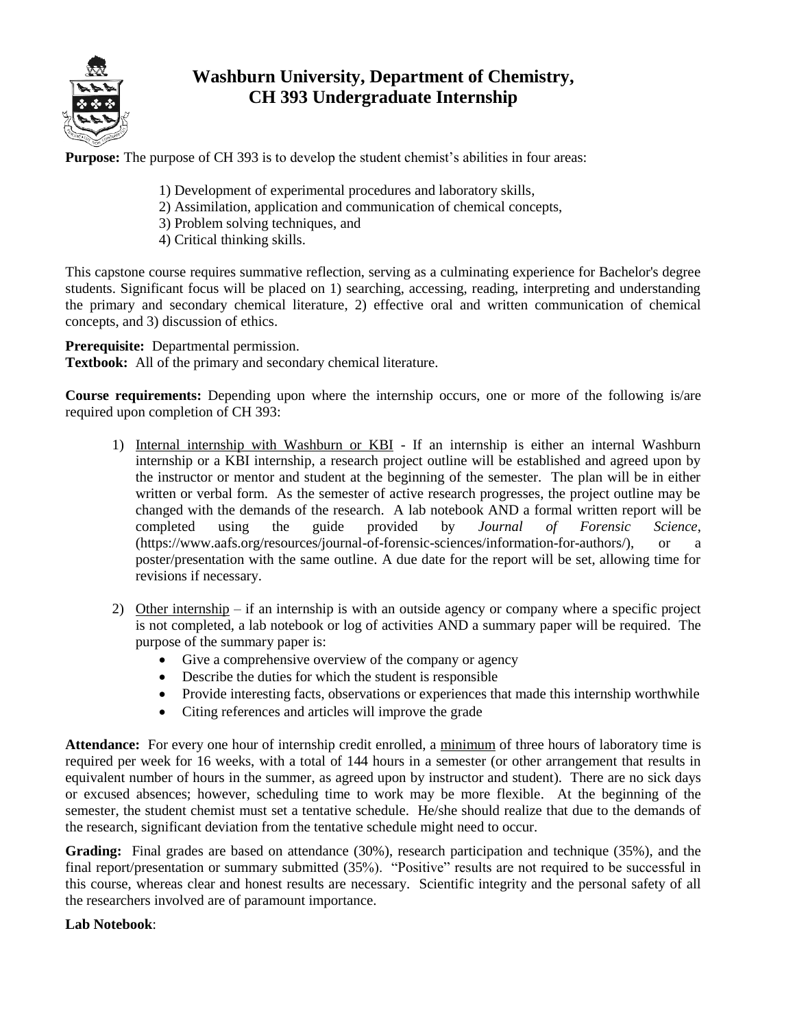# Washburn University, Department of Chemistry, CH 393 Undergraduate Internship

**Purpose:** The purpose of CH 393 is to develop the student chemist's abilities in four areas:

1) Development of experimental procedures and laboratory skills,
2) Assimilation, application and communication of chemical concepts,
3) Problem solving techniques, and
4) Critical thinking skills.

This capstone course requires summative reflection, serving as a culminating experience for Bachelor's degree students. Significant focus will be placed on 1) searching, accessing, reading, interpreting and understanding the primary and secondary chemical literature, 2) effective oral and written communication of chemical concepts, and 3) discussion of ethics.

**Prerequisite:** Departmental permission.
**Textbook:** All of the primary and secondary chemical literature.

**Course requirements:** Depending upon where the internship occurs, one or more of the following is/are required upon completion of CH 393:

1) Internal internship with Washburn or KBI - If an internship is either an internal Washburn internship or a KBI internship, a research project outline will be established and agreed upon by the instructor or mentor and student at the beginning of the semester. The plan will be in either written or verbal form. As the semester of active research progresses, the project outline may be changed with the demands of the research. A lab notebook AND a formal written report will be completed using the guide provided by *Journal of Forensic Science*, (https://www.aafs.org/resources/journal-of-forensic-sciences/information-for-authors/), or a poster/presentation with the same outline. A due date for the report will be set, allowing time for revisions if necessary.

2) Other internship – if an internship is with an outside agency or company where a specific project is not completed, a lab notebook or log of activities AND a summary paper will be required. The purpose of the summary paper is:
   - Give a comprehensive overview of the company or agency
   - Describe the duties for which the student is responsible
   - Provide interesting facts, observations or experiences that made this internship worthwhile
   - Citing references and articles will improve the grade

**Attendance:** For every one hour of internship credit enrolled, a minimum of three hours of laboratory time is required per week for 16 weeks, with a total of 144 hours in a semester (or other arrangement that results in equivalent number of hours in the summer, as agreed upon by instructor and student). There are no sick days or excused absences; however, scheduling time to work may be more flexible. At the beginning of the semester, the student chemist must set a tentative schedule. He/she should realize that due to the demands of the research, significant deviation from the tentative schedule might need to occur.

**Grading:** Final grades are based on attendance (30%), research participation and technique (35%), and the final report/presentation or summary submitted (35%). "Positive" results are not required to be successful in this course, whereas clear and honest results are necessary. Scientific integrity and the personal safety of all the researchers involved are of paramount importance.

**Lab Notebook**: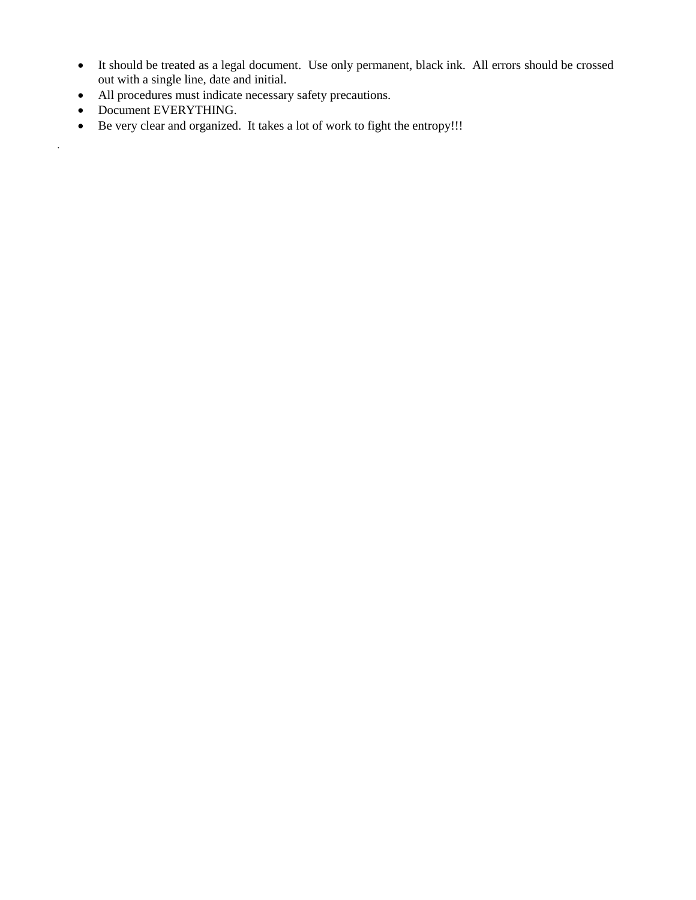- It should be treated as a legal document. Use only permanent, black ink. All errors should be crossed out with a single line, date and initial.
- All procedures must indicate necessary safety precautions.
- Document EVERYTHING.
- Be very clear and organized. It takes a lot of work to fight the entropy!!!